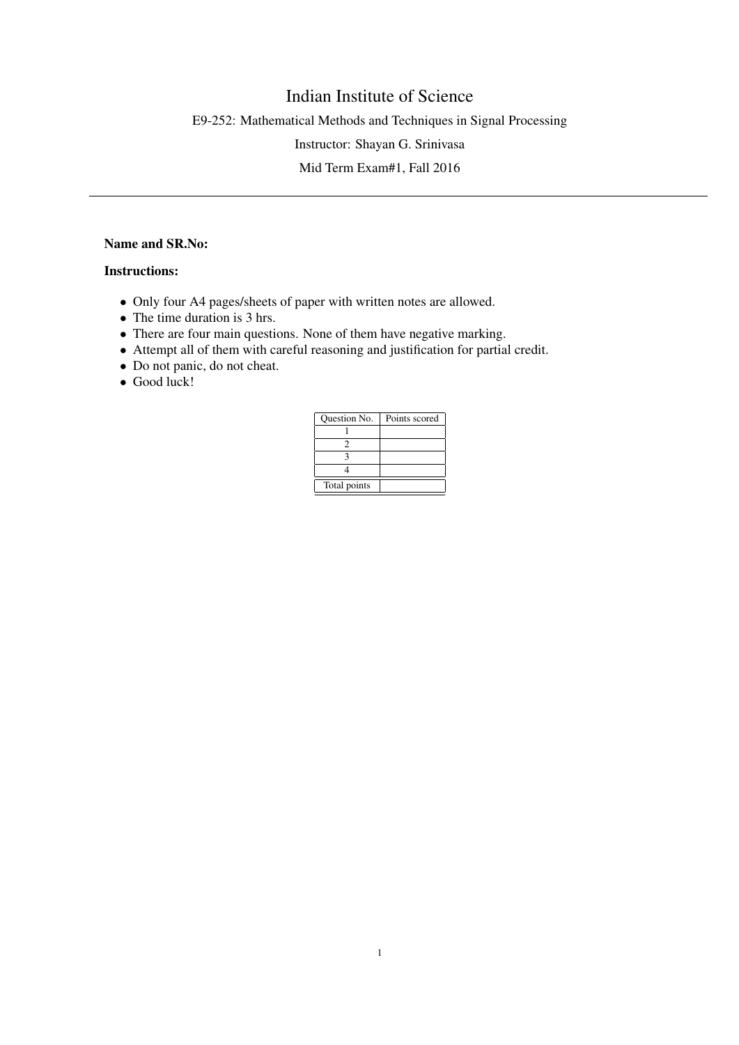# Indian Institute of Science

E9-252: Mathematical Methods and Techniques in Signal Processing

Instructor: Shayan G. Srinivasa

Mid Term Exam#1, Fall 2016

---

**Name and SR.No:**

**Instructions:**

- Only four A4 pages/sheets of paper with written notes are allowed.
- The time duration is 3 hrs.
- There are four main questions. None of them have negative marking.
- Attempt all of them with careful reasoning and justification for partial credit.
- Do not panic, do not cheat.
- Good luck!

| Question No. | Points scored |
| --- | --- |
| 1 | |
| 2 | |
| 3 | |
| 4 | |
| Total points | |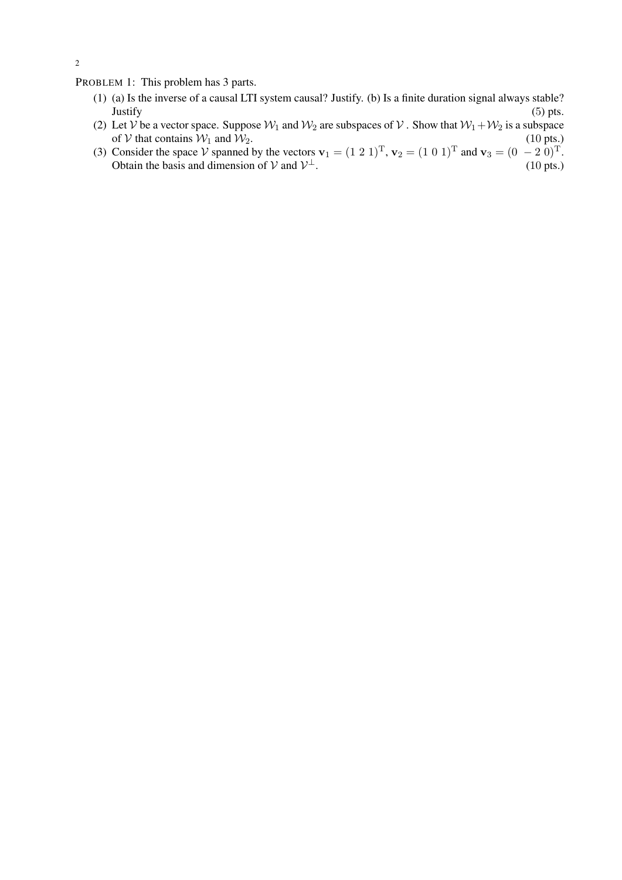PROBLEM 1: This problem has 3 parts.

(1) (a) Is the inverse of a causal LTI system causal? Justify. (b) Is a finite duration signal always stable? Justify (5) pts.

(2) Let $\mathcal{V}$ be a vector space. Suppose $\mathcal{W}_1$ and $\mathcal{W}_2$ are subspaces of $\mathcal{V}$ . Show that $\mathcal{W}_1 + \mathcal{W}_2$ is a subspace of $\mathcal{V}$ that contains $\mathcal{W}_1$ and $\mathcal{W}_2$. (10 pts.)

(3) Consider the space $\mathcal{V}$ spanned by the vectors $\mathbf{v}_1 = (1\ 2\ 1)^{\mathrm{T}}$, $\mathbf{v}_2 = (1\ 0\ 1)^{\mathrm{T}}$ and $\mathbf{v}_3 = (0\ -2\ 0)^{\mathrm{T}}$. Obtain the basis and dimension of $\mathcal{V}$ and $\mathcal{V}^{\perp}$. (10 pts.)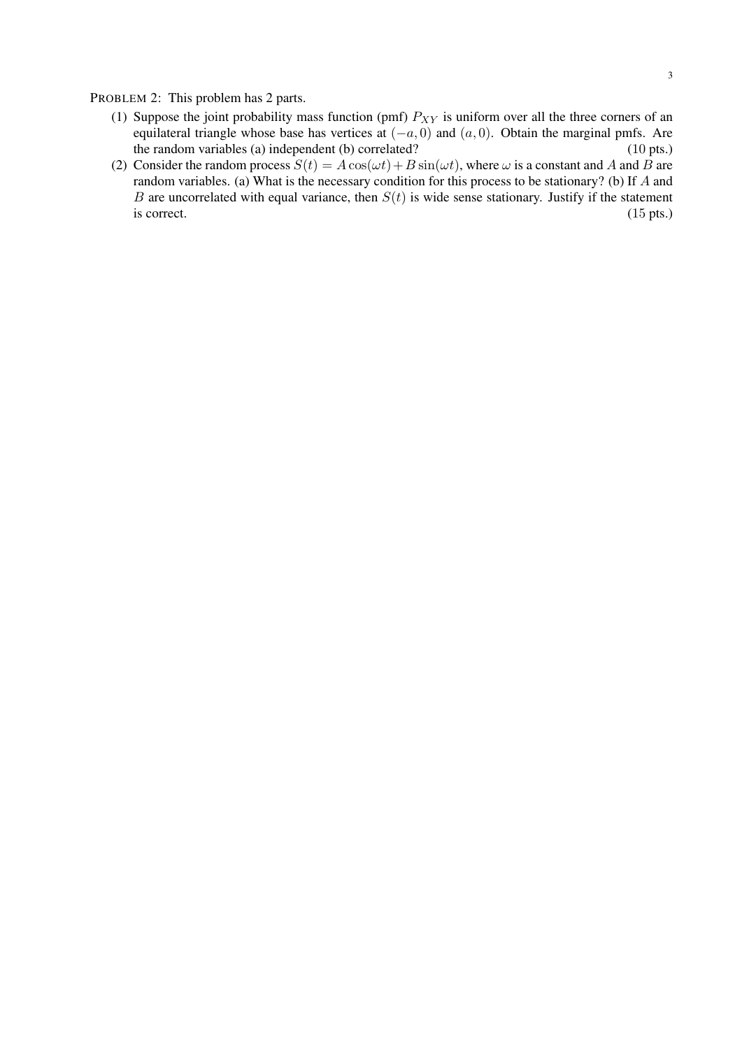PROBLEM 2: This problem has 2 parts.

(1) Suppose the joint probability mass function (pmf) $P_{XY}$ is uniform over all the three corners of an equilateral triangle whose base has vertices at $(-a, 0)$ and $(a, 0)$. Obtain the marginal pmfs. Are the random variables (a) independent (b) correlated? (10 pts.)

(2) Consider the random process $S(t) = A\cos(\omega t) + B\sin(\omega t)$, where $\omega$ is a constant and $A$ and $B$ are random variables. (a) What is the necessary condition for this process to be stationary? (b) If $A$ and $B$ are uncorrelated with equal variance, then $S(t)$ is wide sense stationary. Justify if the statement is correct. (15 pts.)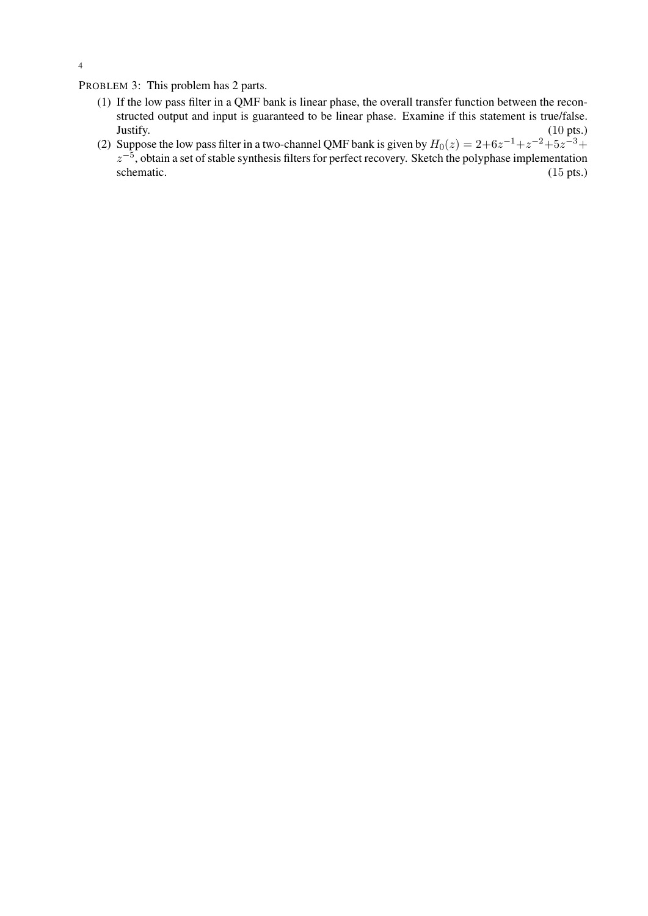PROBLEM 3: This problem has 2 parts.

(1) If the low pass filter in a QMF bank is linear phase, the overall transfer function between the reconstructed output and input is guaranteed to be linear phase. Examine if this statement is true/false. Justify. (10 pts.)

(2) Suppose the low pass filter in a two-channel QMF bank is given by $H_0(z) = 2+6z^{-1}+z^{-2}+5z^{-3}+z^{-5}$, obtain a set of stable synthesis filters for perfect recovery. Sketch the polyphase implementation schematic. (15 pts.)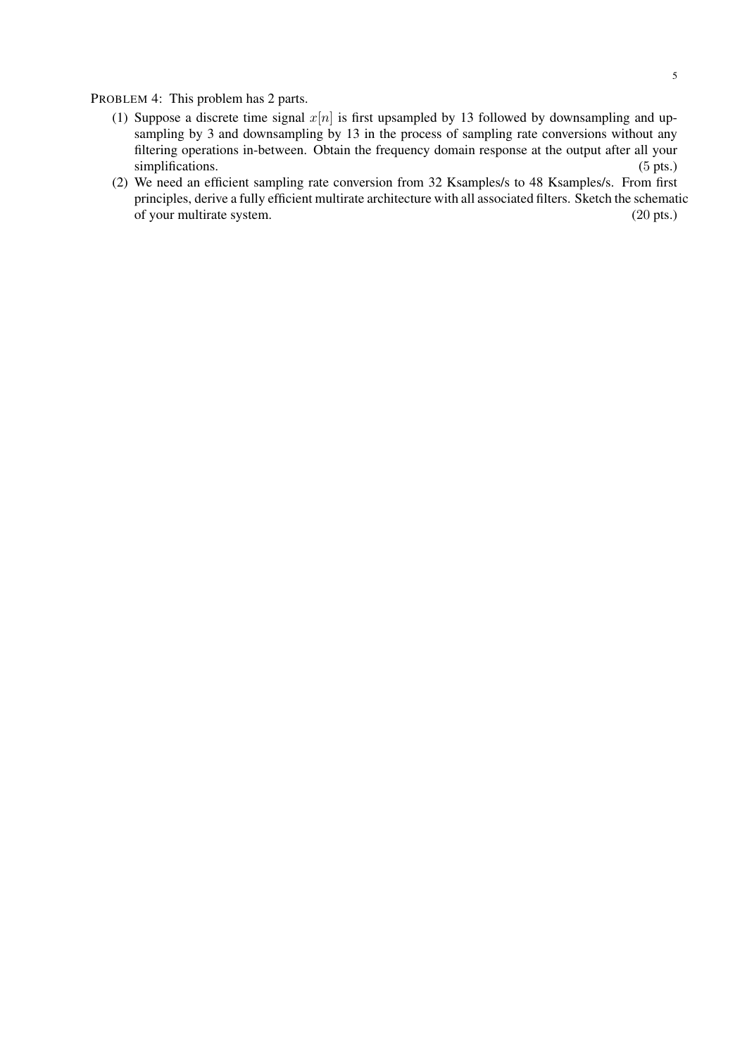PROBLEM 4: This problem has 2 parts.

(1) Suppose a discrete time signal $x[n]$ is first upsampled by 13 followed by downsampling and upsampling by 3 and downsampling by 13 in the process of sampling rate conversions without any filtering operations in-between. Obtain the frequency domain response at the output after all your simplifications. (5 pts.)

(2) We need an efficient sampling rate conversion from 32 Ksamples/s to 48 Ksamples/s. From first principles, derive a fully efficient multirate architecture with all associated filters. Sketch the schematic of your multirate system. (20 pts.)